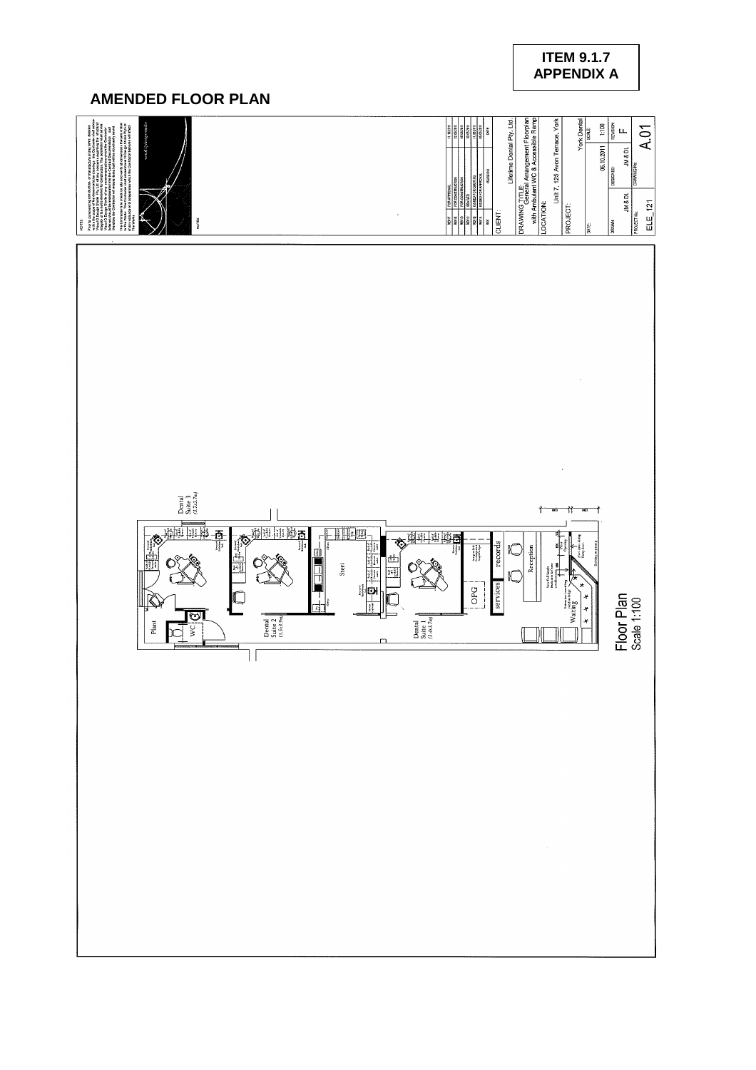**ITEM 9.1.7**
**APPENDIX A**

## AMENDED FLOOR PLAN

CLIENT: Lifetime Dental Pty. Ltd.

DRAWING TITLE: General Arrangement Floorplan with Ambulant WC & Accessible Ramp

LOCATION: Unit 7, 125 Avon Terrace, York

PROJECT: York Dental

DATE: 06.10.2011

SCALE: 1:100

REVISION: F

DRAWN: JM & DL

DESIGNED: JM & DL

PROJECT No. ELE_121

DRAWING No. A.01

Floor Plan
Scale 1:100

Dental Suite 3 (3.5 x 3.7m)

Dental Suite 2 (3.5 x 3.9m)

Dental Suite 1 (3.4 x 3.7m)

Steri

OPG

services

records

Reception

Waiting

Plant

WC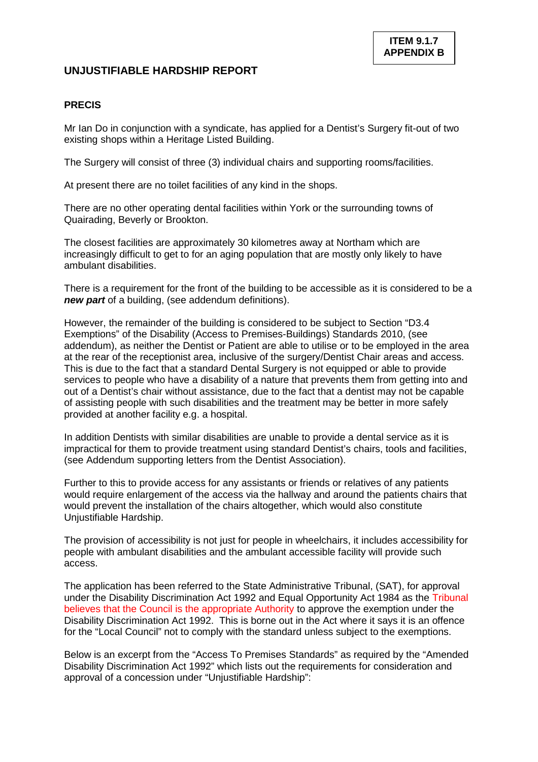**ITEM 9.1.7**
**APPENDIX B**

## UNJUSTIFIABLE HARDSHIP REPORT

### PRECIS

Mr Ian Do in conjunction with a syndicate, has applied for a Dentist's Surgery fit-out of two existing shops within a Heritage Listed Building.

The Surgery will consist of three (3) individual chairs and supporting rooms/facilities.

At present there are no toilet facilities of any kind in the shops.

There are no other operating dental facilities within York or the surrounding towns of Quairading, Beverly or Brookton.

The closest facilities are approximately 30 kilometres away at Northam which are increasingly difficult to get to for an aging population that are mostly only likely to have ambulant disabilities.

There is a requirement for the front of the building to be accessible as it is considered to be a ***new part*** of a building, (see addendum definitions).

However, the remainder of the building is considered to be subject to Section "D3.4 Exemptions" of the Disability (Access to Premises-Buildings) Standards 2010, (see addendum), as neither the Dentist or Patient are able to utilise or to be employed in the area at the rear of the receptionist area, inclusive of the surgery/Dentist Chair areas and access. This is due to the fact that a standard Dental Surgery is not equipped or able to provide services to people who have a disability of a nature that prevents them from getting into and out of a Dentist's chair without assistance, due to the fact that a dentist may not be capable of assisting people with such disabilities and the treatment may be better in more safely provided at another facility e.g. a hospital.

In addition Dentists with similar disabilities are unable to provide a dental service as it is impractical for them to provide treatment using standard Dentist's chairs, tools and facilities, (see Addendum supporting letters from the Dentist Association).

Further to this to provide access for any assistants or friends or relatives of any patients would require enlargement of the access via the hallway and around the patients chairs that would prevent the installation of the chairs altogether, which would also constitute Unjustifiable Hardship.

The provision of accessibility is not just for people in wheelchairs, it includes accessibility for people with ambulant disabilities and the ambulant accessible facility will provide such access.

The application has been referred to the State Administrative Tribunal, (SAT), for approval under the Disability Discrimination Act 1992 and Equal Opportunity Act 1984 as the Tribunal believes that the Council is the appropriate Authority to approve the exemption under the Disability Discrimination Act 1992. This is borne out in the Act where it says it is an offence for the "Local Council" not to comply with the standard unless subject to the exemptions.

Below is an excerpt from the "Access To Premises Standards" as required by the "Amended Disability Discrimination Act 1992" which lists out the requirements for consideration and approval of a concession under "Unjustifiable Hardship":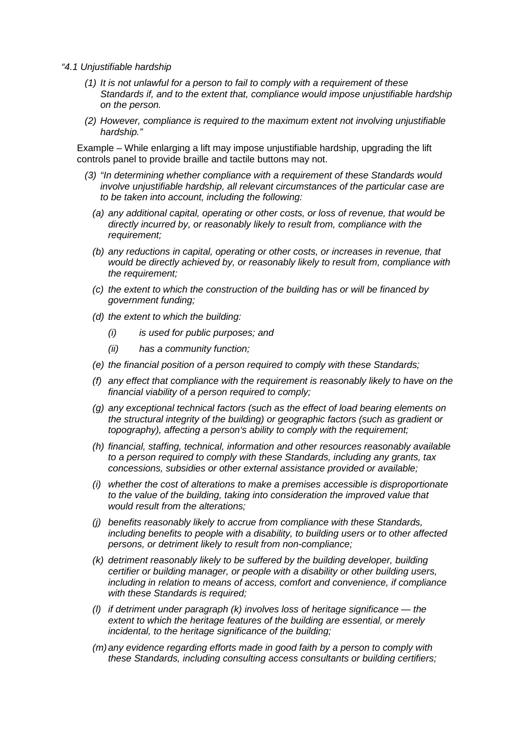*"4.1 Unjustifiable hardship*

*(1) It is not unlawful for a person to fail to comply with a requirement of these Standards if, and to the extent that, compliance would impose unjustifiable hardship on the person.*

*(2) However, compliance is required to the maximum extent not involving unjustifiable hardship."*

Example – While enlarging a lift may impose unjustifiable hardship, upgrading the lift controls panel to provide braille and tactile buttons may not.

*(3) "In determining whether compliance with a requirement of these Standards would involve unjustifiable hardship, all relevant circumstances of the particular case are to be taken into account, including the following:*

*(a) any additional capital, operating or other costs, or loss of revenue, that would be directly incurred by, or reasonably likely to result from, compliance with the requirement;*

*(b) any reductions in capital, operating or other costs, or increases in revenue, that would be directly achieved by, or reasonably likely to result from, compliance with the requirement;*

*(c) the extent to which the construction of the building has or will be financed by government funding;*

*(d) the extent to which the building:*

*(i) is used for public purposes; and*

*(ii) has a community function;*

*(e) the financial position of a person required to comply with these Standards;*

*(f) any effect that compliance with the requirement is reasonably likely to have on the financial viability of a person required to comply;*

*(g) any exceptional technical factors (such as the effect of load bearing elements on the structural integrity of the building) or geographic factors (such as gradient or topography), affecting a person's ability to comply with the requirement;*

*(h) financial, staffing, technical, information and other resources reasonably available to a person required to comply with these Standards, including any grants, tax concessions, subsidies or other external assistance provided or available;*

*(i) whether the cost of alterations to make a premises accessible is disproportionate to the value of the building, taking into consideration the improved value that would result from the alterations;*

*(j) benefits reasonably likely to accrue from compliance with these Standards, including benefits to people with a disability, to building users or to other affected persons, or detriment likely to result from non-compliance;*

*(k) detriment reasonably likely to be suffered by the building developer, building certifier or building manager, or people with a disability or other building users, including in relation to means of access, comfort and convenience, if compliance with these Standards is required;*

*(l) if detriment under paragraph (k) involves loss of heritage significance — the extent to which the heritage features of the building are essential, or merely incidental, to the heritage significance of the building;*

*(m) any evidence regarding efforts made in good faith by a person to comply with these Standards, including consulting access consultants or building certifiers;*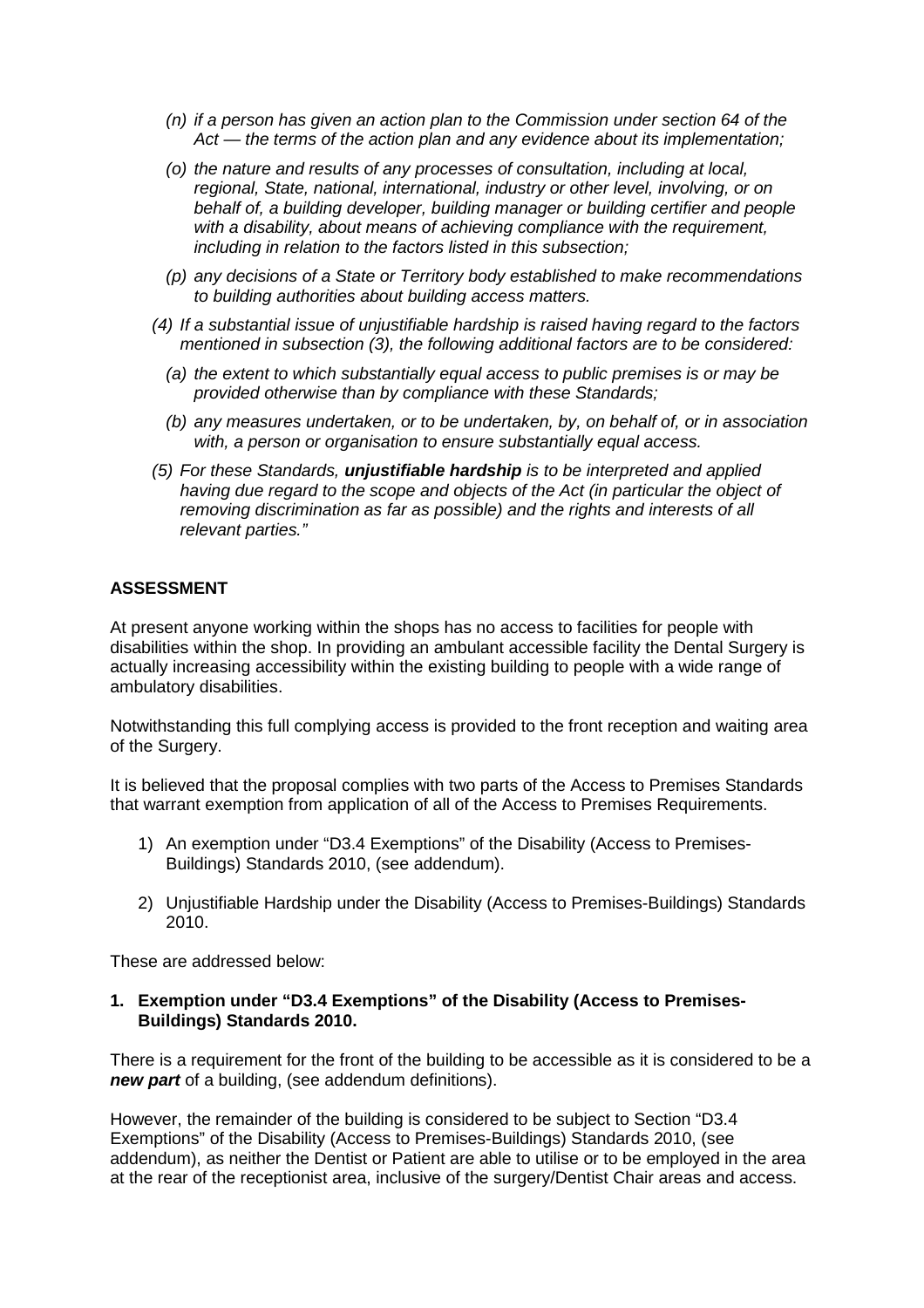*(n) if a person has given an action plan to the Commission under section 64 of the Act — the terms of the action plan and any evidence about its implementation;*

*(o) the nature and results of any processes of consultation, including at local, regional, State, national, international, industry or other level, involving, or on behalf of, a building developer, building manager or building certifier and people with a disability, about means of achieving compliance with the requirement, including in relation to the factors listed in this subsection;*

*(p) any decisions of a State or Territory body established to make recommendations to building authorities about building access matters.*

*(4) If a substantial issue of unjustifiable hardship is raised having regard to the factors mentioned in subsection (3), the following additional factors are to be considered:*

*(a) the extent to which substantially equal access to public premises is or may be provided otherwise than by compliance with these Standards;*

*(b) any measures undertaken, or to be undertaken, by, on behalf of, or in association with, a person or organisation to ensure substantially equal access.*

*(5) For these Standards, **unjustifiable hardship** is to be interpreted and applied having due regard to the scope and objects of the Act (in particular the object of removing discrimination as far as possible) and the rights and interests of all relevant parties."*

**ASSESSMENT**

At present anyone working within the shops has no access to facilities for people with disabilities within the shop. In providing an ambulant accessible facility the Dental Surgery is actually increasing accessibility within the existing building to people with a wide range of ambulatory disabilities.

Notwithstanding this full complying access is provided to the front reception and waiting area of the Surgery.

It is believed that the proposal complies with two parts of the Access to Premises Standards that warrant exemption from application of all of the Access to Premises Requirements.

1) An exemption under "D3.4 Exemptions" of the Disability (Access to Premises-Buildings) Standards 2010, (see addendum).
2) Unjustifiable Hardship under the Disability (Access to Premises-Buildings) Standards 2010.

These are addressed below:

**1. Exemption under "D3.4 Exemptions" of the Disability (Access to Premises-Buildings) Standards 2010.**

There is a requirement for the front of the building to be accessible as it is considered to be a ***new part*** of a building, (see addendum definitions).

However, the remainder of the building is considered to be subject to Section "D3.4 Exemptions" of the Disability (Access to Premises-Buildings) Standards 2010, (see addendum), as neither the Dentist or Patient are able to utilise or to be employed in the area at the rear of the receptionist area, inclusive of the surgery/Dentist Chair areas and access.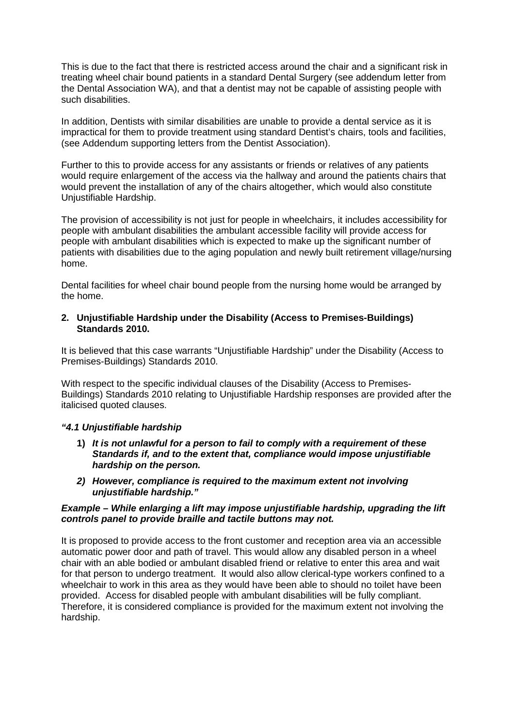This is due to the fact that there is restricted access around the chair and a significant risk in treating wheel chair bound patients in a standard Dental Surgery (see addendum letter from the Dental Association WA), and that a dentist may not be capable of assisting people with such disabilities.

In addition, Dentists with similar disabilities are unable to provide a dental service as it is impractical for them to provide treatment using standard Dentist's chairs, tools and facilities, (see Addendum supporting letters from the Dentist Association).

Further to this to provide access for any assistants or friends or relatives of any patients would require enlargement of the access via the hallway and around the patients chairs that would prevent the installation of any of the chairs altogether, which would also constitute Unjustifiable Hardship.

The provision of accessibility is not just for people in wheelchairs, it includes accessibility for people with ambulant disabilities the ambulant accessible facility will provide access for people with ambulant disabilities which is expected to make up the significant number of patients with disabilities due to the aging population and newly built retirement village/nursing home.

Dental facilities for wheel chair bound people from the nursing home would be arranged by the home.

## 2. Unjustifiable Hardship under the Disability (Access to Premises-Buildings) Standards 2010.

It is believed that this case warrants "Unjustifiable Hardship" under the Disability (Access to Premises-Buildings) Standards 2010.

With respect to the specific individual clauses of the Disability (Access to Premises-Buildings) Standards 2010 relating to Unjustifiable Hardship responses are provided after the italicised quoted clauses.

***"4.1 Unjustifiable hardship***

1) ***It is not unlawful for a person to fail to comply with a requirement of these Standards if, and to the extent that, compliance would impose unjustifiable hardship on the person.***
2) ***However, compliance is required to the maximum extent not involving unjustifiable hardship."***

***Example – While enlarging a lift may impose unjustifiable hardship, upgrading the lift controls panel to provide braille and tactile buttons may not.***

It is proposed to provide access to the front customer and reception area via an accessible automatic power door and path of travel. This would allow any disabled person in a wheel chair with an able bodied or ambulant disabled friend or relative to enter this area and wait for that person to undergo treatment. It would also allow clerical-type workers confined to a wheelchair to work in this area as they would have been able to should no toilet have been provided. Access for disabled people with ambulant disabilities will be fully compliant. Therefore, it is considered compliance is provided for the maximum extent not involving the hardship.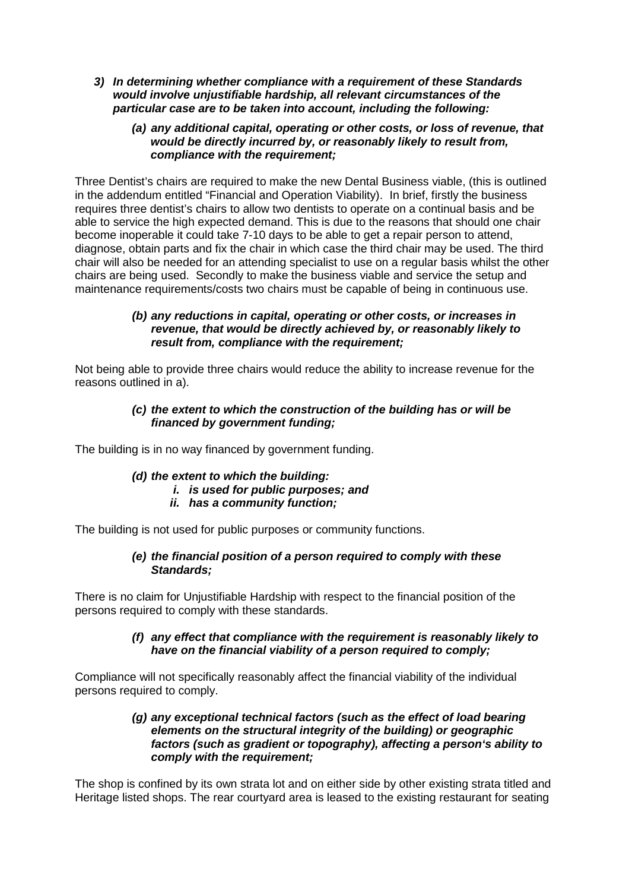3) ***In determining whether compliance with a requirement of these Standards would involve unjustifiable hardship, all relevant circumstances of the particular case are to be taken into account, including the following:***

   (a) ***any additional capital, operating or other costs, or loss of revenue, that would be directly incurred by, or reasonably likely to result from, compliance with the requirement;***

Three Dentist's chairs are required to make the new Dental Business viable, (this is outlined in the addendum entitled "Financial and Operation Viability). In brief, firstly the business requires three dentist's chairs to allow two dentists to operate on a continual basis and be able to service the high expected demand. This is due to the reasons that should one chair become inoperable it could take 7-10 days to be able to get a repair person to attend, diagnose, obtain parts and fix the chair in which case the third chair may be used. The third chair will also be needed for an attending specialist to use on a regular basis whilst the other chairs are being used. Secondly to make the business viable and service the setup and maintenance requirements/costs two chairs must be capable of being in continuous use.

   (b) ***any reductions in capital, operating or other costs, or increases in revenue, that would be directly achieved by, or reasonably likely to result from, compliance with the requirement;***

Not being able to provide three chairs would reduce the ability to increase revenue for the reasons outlined in a).

   (c) ***the extent to which the construction of the building has or will be financed by government funding;***

The building is in no way financed by government funding.

   (d) ***the extent to which the building:***
      i. ***is used for public purposes; and***
      ii. ***has a community function;***

The building is not used for public purposes or community functions.

   (e) ***the financial position of a person required to comply with these Standards;***

There is no claim for Unjustifiable Hardship with respect to the financial position of the persons required to comply with these standards.

   (f) ***any effect that compliance with the requirement is reasonably likely to have on the financial viability of a person required to comply;***

Compliance will not specifically reasonably affect the financial viability of the individual persons required to comply.

   (g) ***any exceptional technical factors (such as the effect of load bearing elements on the structural integrity of the building) or geographic factors (such as gradient or topography), affecting a person's ability to comply with the requirement;***

The shop is confined by its own strata lot and on either side by other existing strata titled and Heritage listed shops. The rear courtyard area is leased to the existing restaurant for seating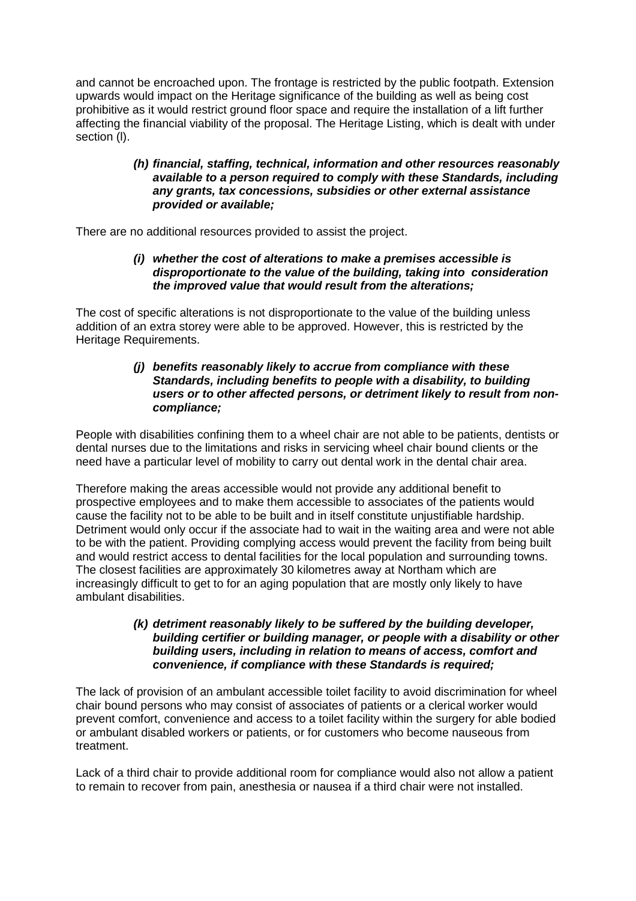and cannot be encroached upon. The frontage is restricted by the public footpath. Extension upwards would impact on the Heritage significance of the building as well as being cost prohibitive as it would restrict ground floor space and require the installation of a lift further affecting the financial viability of the proposal. The Heritage Listing, which is dealt with under section (l).

> ***(h) financial, staffing, technical, information and other resources reasonably available to a person required to comply with these Standards, including any grants, tax concessions, subsidies or other external assistance provided or available;***

There are no additional resources provided to assist the project.

> ***(i) whether the cost of alterations to make a premises accessible is disproportionate to the value of the building, taking into consideration the improved value that would result from the alterations;***

The cost of specific alterations is not disproportionate to the value of the building unless addition of an extra storey were able to be approved. However, this is restricted by the Heritage Requirements.

> ***(j) benefits reasonably likely to accrue from compliance with these Standards, including benefits to people with a disability, to building users or to other affected persons, or detriment likely to result from non-compliance;***

People with disabilities confining them to a wheel chair are not able to be patients, dentists or dental nurses due to the limitations and risks in servicing wheel chair bound clients or the need have a particular level of mobility to carry out dental work in the dental chair area.

Therefore making the areas accessible would not provide any additional benefit to prospective employees and to make them accessible to associates of the patients would cause the facility not to be able to be built and in itself constitute unjustifiable hardship. Detriment would only occur if the associate had to wait in the waiting area and were not able to be with the patient. Providing complying access would prevent the facility from being built and would restrict access to dental facilities for the local population and surrounding towns. The closest facilities are approximately 30 kilometres away at Northam which are increasingly difficult to get to for an aging population that are mostly only likely to have ambulant disabilities.

> ***(k) detriment reasonably likely to be suffered by the building developer, building certifier or building manager, or people with a disability or other building users, including in relation to means of access, comfort and convenience, if compliance with these Standards is required;***

The lack of provision of an ambulant accessible toilet facility to avoid discrimination for wheel chair bound persons who may consist of associates of patients or a clerical worker would prevent comfort, convenience and access to a toilet facility within the surgery for able bodied or ambulant disabled workers or patients, or for customers who become nauseous from treatment.

Lack of a third chair to provide additional room for compliance would also not allow a patient to remain to recover from pain, anesthesia or nausea if a third chair were not installed.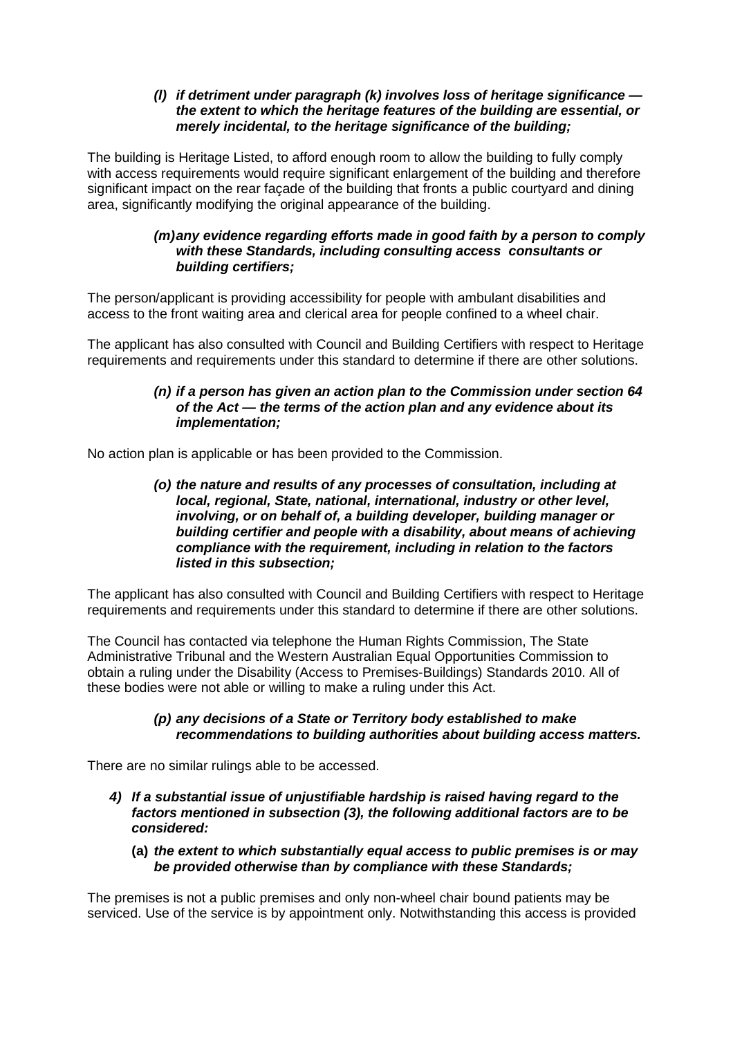***(l) if detriment under paragraph (k) involves loss of heritage significance — the extent to which the heritage features of the building are essential, or merely incidental, to the heritage significance of the building;***

The building is Heritage Listed, to afford enough room to allow the building to fully comply with access requirements would require significant enlargement of the building and therefore significant impact on the rear façade of the building that fronts a public courtyard and dining area, significantly modifying the original appearance of the building.

***(m) any evidence regarding efforts made in good faith by a person to comply with these Standards, including consulting access consultants or building certifiers;***

The person/applicant is providing accessibility for people with ambulant disabilities and access to the front waiting area and clerical area for people confined to a wheel chair.

The applicant has also consulted with Council and Building Certifiers with respect to Heritage requirements and requirements under this standard to determine if there are other solutions.

***(n) if a person has given an action plan to the Commission under section 64 of the Act — the terms of the action plan and any evidence about its implementation;***

No action plan is applicable or has been provided to the Commission.

***(o) the nature and results of any processes of consultation, including at local, regional, State, national, international, industry or other level, involving, or on behalf of, a building developer, building manager or building certifier and people with a disability, about means of achieving compliance with the requirement, including in relation to the factors listed in this subsection;***

The applicant has also consulted with Council and Building Certifiers with respect to Heritage requirements and requirements under this standard to determine if there are other solutions.

The Council has contacted via telephone the Human Rights Commission, The State Administrative Tribunal and the Western Australian Equal Opportunities Commission to obtain a ruling under the Disability (Access to Premises-Buildings) Standards 2010. All of these bodies were not able or willing to make a ruling under this Act.

***(p) any decisions of a State or Territory body established to make recommendations to building authorities about building access matters.***

There are no similar rulings able to be accessed.

***4) If a substantial issue of unjustifiable hardship is raised having regard to the factors mentioned in subsection (3), the following additional factors are to be considered:***

**(a)** ***the extent to which substantially equal access to public premises is or may be provided otherwise than by compliance with these Standards;***

The premises is not a public premises and only non-wheel chair bound patients may be serviced. Use of the service is by appointment only. Notwithstanding this access is provided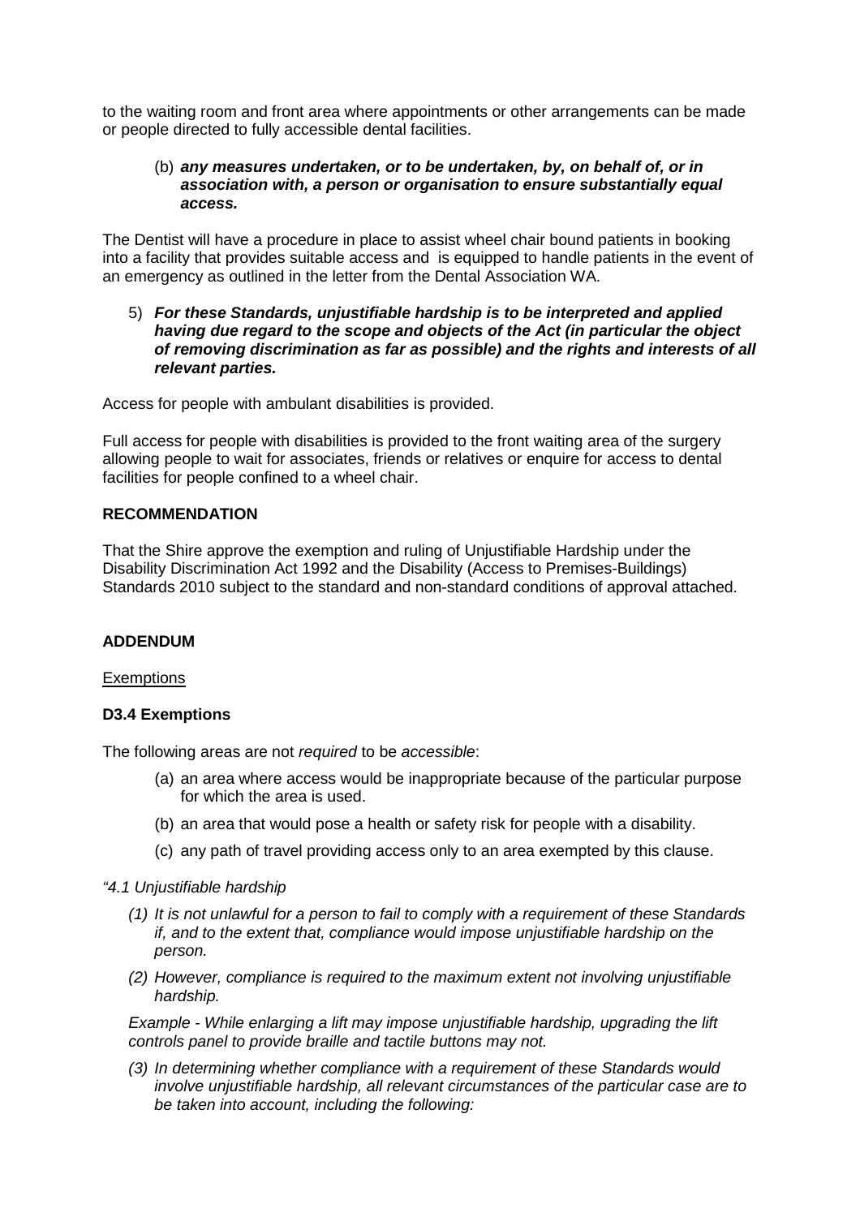to the waiting room and front area where appointments or other arrangements can be made or people directed to fully accessible dental facilities.

(b) ***any measures undertaken, or to be undertaken, by, on behalf of, or in association with, a person or organisation to ensure substantially equal access.***

The Dentist will have a procedure in place to assist wheel chair bound patients in booking into a facility that provides suitable access and is equipped to handle patients in the event of an emergency as outlined in the letter from the Dental Association WA.

5) ***For these Standards, unjustifiable hardship is to be interpreted and applied having due regard to the scope and objects of the Act (in particular the object of removing discrimination as far as possible) and the rights and interests of all relevant parties.***

Access for people with ambulant disabilities is provided.

Full access for people with disabilities is provided to the front waiting area of the surgery allowing people to wait for associates, friends or relatives or enquire for access to dental facilities for people confined to a wheel chair.

**RECOMMENDATION**

That the Shire approve the exemption and ruling of Unjustifiable Hardship under the Disability Discrimination Act 1992 and the Disability (Access to Premises-Buildings) Standards 2010 subject to the standard and non-standard conditions of approval attached.

**ADDENDUM**

Exemptions

**D3.4 Exemptions**

The following areas are not *required* to be *accessible*:

(a) an area where access would be inappropriate because of the particular purpose for which the area is used.

(b) an area that would pose a health or safety risk for people with a disability.

(c) any path of travel providing access only to an area exempted by this clause.

*"4.1 Unjustifiable hardship*

*(1) It is not unlawful for a person to fail to comply with a requirement of these Standards if, and to the extent that, compliance would impose unjustifiable hardship on the person.*

*(2) However, compliance is required to the maximum extent not involving unjustifiable hardship.*

*Example - While enlarging a lift may impose unjustifiable hardship, upgrading the lift controls panel to provide braille and tactile buttons may not.*

*(3) In determining whether compliance with a requirement of these Standards would involve unjustifiable hardship, all relevant circumstances of the particular case are to be taken into account, including the following:*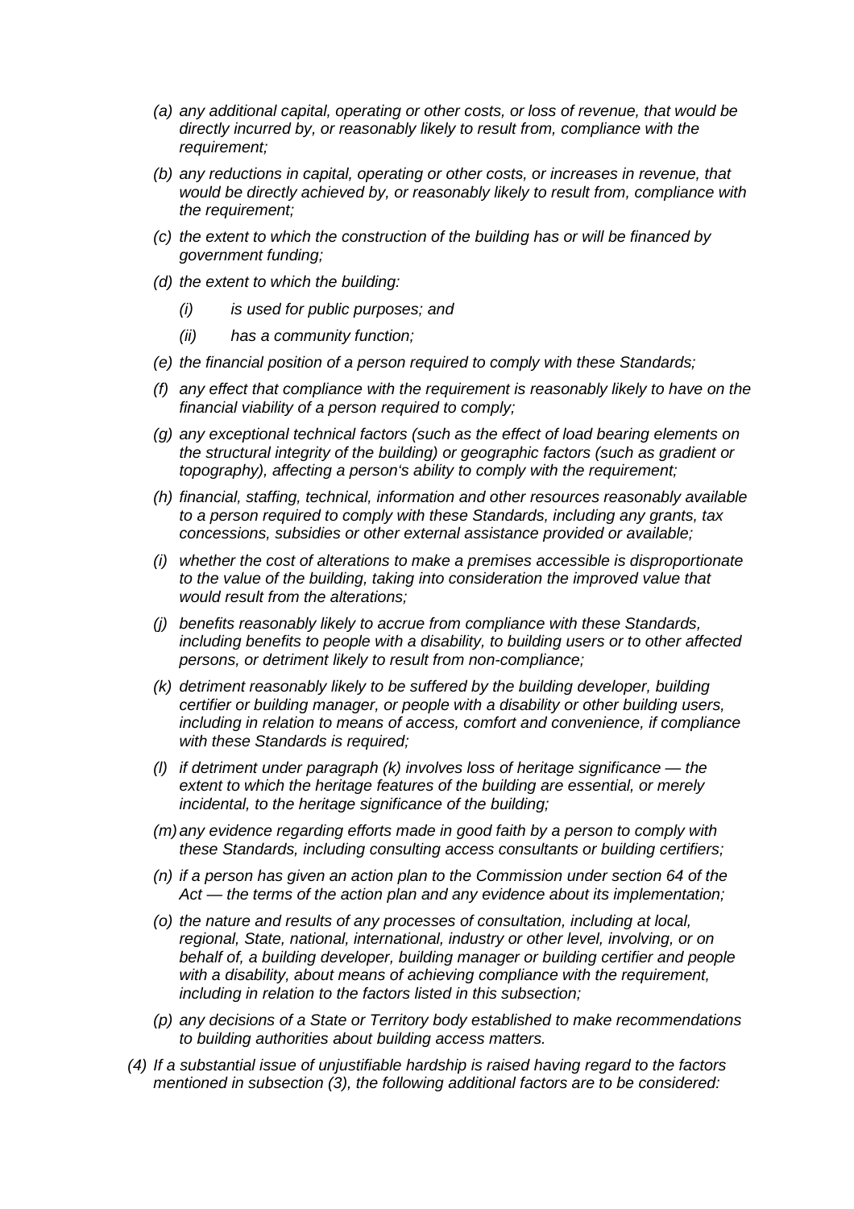*(a) any additional capital, operating or other costs, or loss of revenue, that would be directly incurred by, or reasonably likely to result from, compliance with the requirement;*

*(b) any reductions in capital, operating or other costs, or increases in revenue, that would be directly achieved by, or reasonably likely to result from, compliance with the requirement;*

*(c) the extent to which the construction of the building has or will be financed by government funding;*

*(d) the extent to which the building:*

*(i) is used for public purposes; and*

*(ii) has a community function;*

*(e) the financial position of a person required to comply with these Standards;*

*(f) any effect that compliance with the requirement is reasonably likely to have on the financial viability of a person required to comply;*

*(g) any exceptional technical factors (such as the effect of load bearing elements on the structural integrity of the building) or geographic factors (such as gradient or topography), affecting a person's ability to comply with the requirement;*

*(h) financial, staffing, technical, information and other resources reasonably available to a person required to comply with these Standards, including any grants, tax concessions, subsidies or other external assistance provided or available;*

*(i) whether the cost of alterations to make a premises accessible is disproportionate to the value of the building, taking into consideration the improved value that would result from the alterations;*

*(j) benefits reasonably likely to accrue from compliance with these Standards, including benefits to people with a disability, to building users or to other affected persons, or detriment likely to result from non-compliance;*

*(k) detriment reasonably likely to be suffered by the building developer, building certifier or building manager, or people with a disability or other building users, including in relation to means of access, comfort and convenience, if compliance with these Standards is required;*

*(l) if detriment under paragraph (k) involves loss of heritage significance — the extent to which the heritage features of the building are essential, or merely incidental, to the heritage significance of the building;*

*(m) any evidence regarding efforts made in good faith by a person to comply with these Standards, including consulting access consultants or building certifiers;*

*(n) if a person has given an action plan to the Commission under section 64 of the Act — the terms of the action plan and any evidence about its implementation;*

*(o) the nature and results of any processes of consultation, including at local, regional, State, national, international, industry or other level, involving, or on behalf of, a building developer, building manager or building certifier and people with a disability, about means of achieving compliance with the requirement, including in relation to the factors listed in this subsection;*

*(p) any decisions of a State or Territory body established to make recommendations to building authorities about building access matters.*

*(4) If a substantial issue of unjustifiable hardship is raised having regard to the factors mentioned in subsection (3), the following additional factors are to be considered:*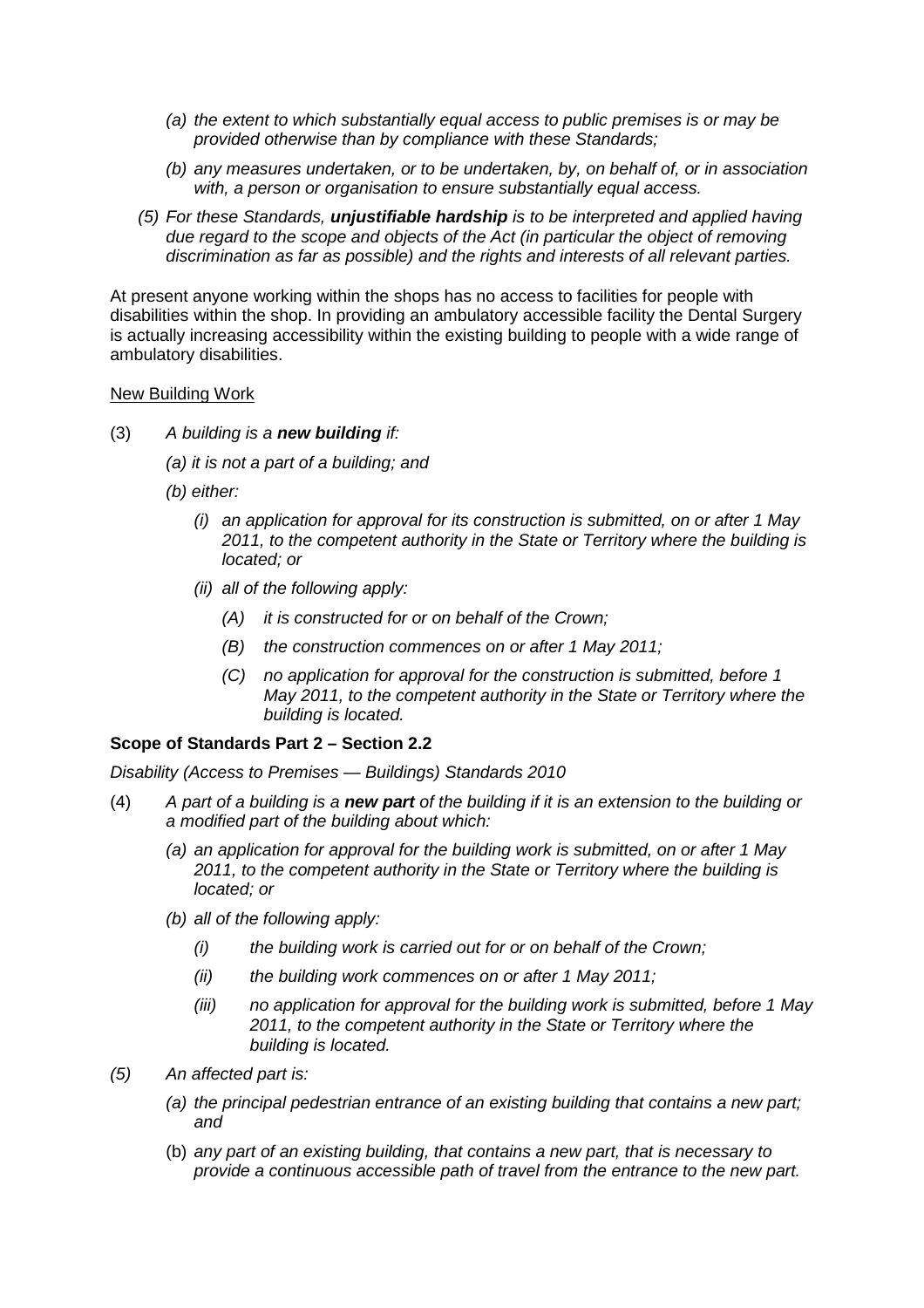*(a) the extent to which substantially equal access to public premises is or may be provided otherwise than by compliance with these Standards;*

*(b) any measures undertaken, or to be undertaken, by, on behalf of, or in association with, a person or organisation to ensure substantially equal access.*

*(5) For these Standards, **unjustifiable hardship** is to be interpreted and applied having due regard to the scope and objects of the Act (in particular the object of removing discrimination as far as possible) and the rights and interests of all relevant parties.*

At present anyone working within the shops has no access to facilities for people with disabilities within the shop. In providing an ambulatory accessible facility the Dental Surgery is actually increasing accessibility within the existing building to people with a wide range of ambulatory disabilities.

New Building Work

(3) *A building is a **new building** if:*

*(a) it is not a part of a building; and*

*(b) either:*

*(i) an application for approval for its construction is submitted, on or after 1 May 2011, to the competent authority in the State or Territory where the building is located; or*

*(ii) all of the following apply:*

*(A) it is constructed for or on behalf of the Crown;*

*(B) the construction commences on or after 1 May 2011;*

*(C) no application for approval for the construction is submitted, before 1 May 2011, to the competent authority in the State or Territory where the building is located.*

**Scope of Standards Part 2 – Section 2.2**

*Disability (Access to Premises — Buildings) Standards 2010*

(4) *A part of a building is a **new part** of the building if it is an extension to the building or a modified part of the building about which:*

*(a) an application for approval for the building work is submitted, on or after 1 May 2011, to the competent authority in the State or Territory where the building is located; or*

*(b) all of the following apply:*

*(i) the building work is carried out for or on behalf of the Crown;*

*(ii) the building work commences on or after 1 May 2011;*

*(iii) no application for approval for the building work is submitted, before 1 May 2011, to the competent authority in the State or Territory where the building is located.*

*(5) An affected part is:*

*(a) the principal pedestrian entrance of an existing building that contains a new part; and*

(b) *any part of an existing building, that contains a new part, that is necessary to provide a continuous accessible path of travel from the entrance to the new part.*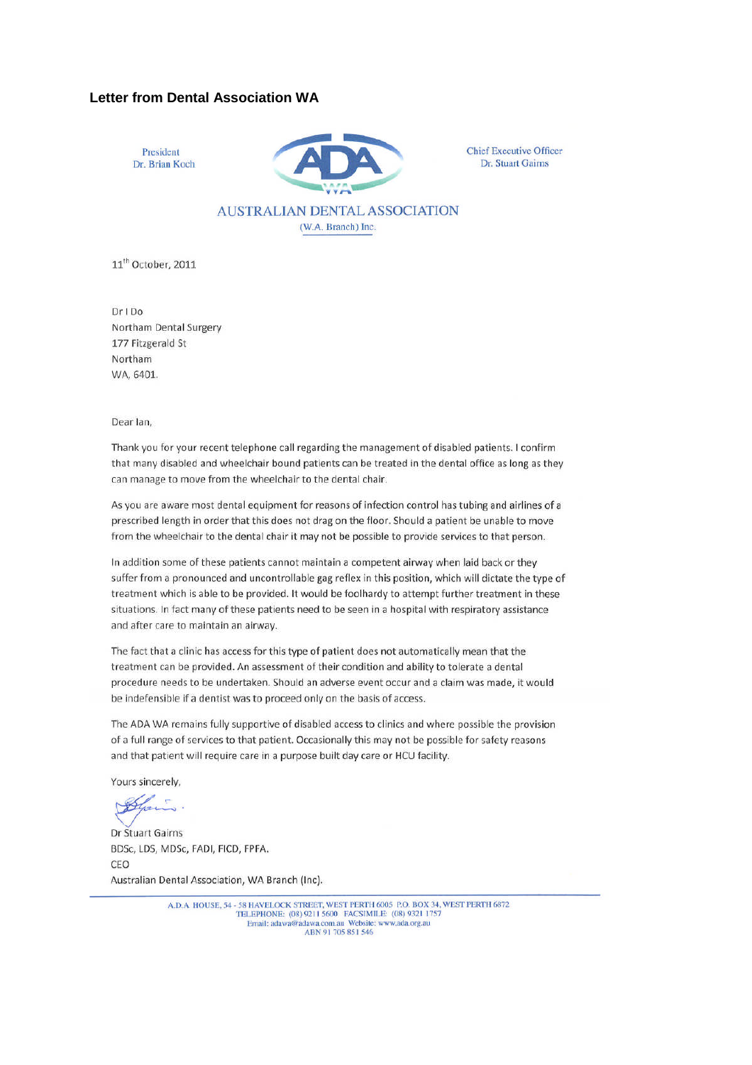## Letter from Dental Association WA

President
Dr. Brian Koch

AUSTRALIAN DENTAL ASSOCIATION
(W.A. Branch) Inc.

Chief Executive Officer
Dr. Stuart Gairns

11th October, 2011

Dr I Do
Northam Dental Surgery
177 Fitzgerald St
Northam
WA, 6401.

Dear Ian,

Thank you for your recent telephone call regarding the management of disabled patients. I confirm that many disabled and wheelchair bound patients can be treated in the dental office as long as they can manage to move from the wheelchair to the dental chair.

As you are aware most dental equipment for reasons of infection control has tubing and airlines of a prescribed length in order that this does not drag on the floor. Should a patient be unable to move from the wheelchair to the dental chair it may not be possible to provide services to that person.

In addition some of these patients cannot maintain a competent airway when laid back or they suffer from a pronounced and uncontrollable gag reflex in this position, which will dictate the type of treatment which is able to be provided. It would be foolhardy to attempt further treatment in these situations. In fact many of these patients need to be seen in a hospital with respiratory assistance and after care to maintain an airway.

The fact that a clinic has access for this type of patient does not automatically mean that the treatment can be provided. An assessment of their condition and ability to tolerate a dental procedure needs to be undertaken. Should an adverse event occur and a claim was made, it would be indefensible if a dentist was to proceed only on the basis of access.

The ADA WA remains fully supportive of disabled access to clinics and where possible the provision of a full range of services to that patient. Occasionally this may not be possible for safety reasons and that patient will require care in a purpose built day care or HCU facility.

Yours sincerely,

Dr Stuart Gairns
BDSc, LDS, MDSc, FADI, FICD, FPFA.
CEO
Australian Dental Association, WA Branch (Inc).

A.D.A. HOUSE, 54 - 58 HAVELOCK STREET, WEST PERTH 6005 P.O. BOX 34, WEST PERTH 6872
TELEPHONE: (08) 9211 5600 FACSIMILE: (08) 9321 1757
Email: adawa@adawa.com.au Website: www.ada.org.au
ABN 91 705 851 546